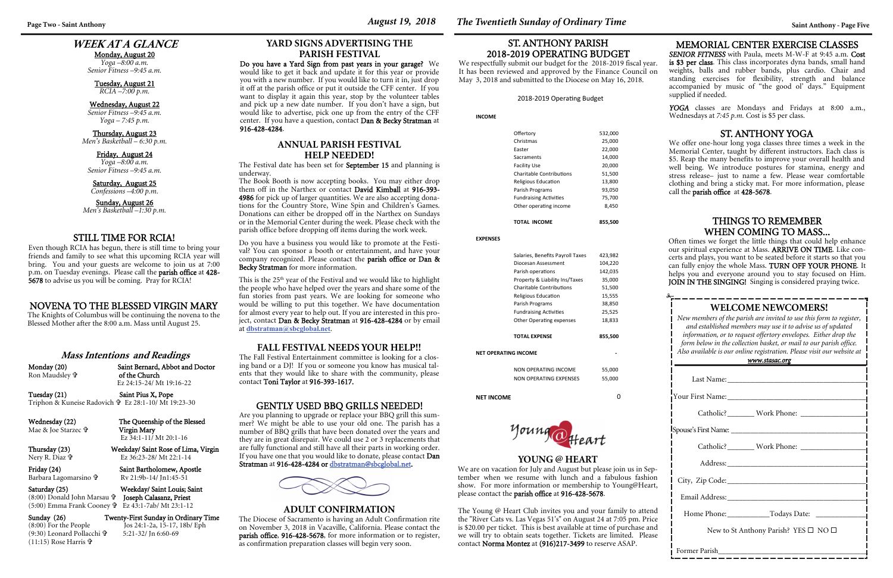# WEEK AT A GLANCE

**Monday, August 20**
*Yoga –8:00 a.m.*
*Senior Fitness –9:45 a.m.*

**Tuesday, August 21**
*RCIA –7:00 p.m.*

**Wednesday, August 22**
*Senior Fitness –9:45 a.m.*
*Yoga – 7:45 p.m.*

**Thursday, August 23**
*Men's Basketball – 6:30 p.m.*

**Friday, August 24**
*Yoga –8:00 a.m.*
*Senior Fitness –9:45 a.m.*

**Saturday, August 25**
*Confessions –4:00 p.m.*

**Sunday, August 26**
*Men's Basketball –1:30 p.m.*

## STILL TIME FOR RCIA!

Even though RCIA has begun, there is still time to bring your friends and family to see what this upcoming RCIA year will bring. You and your guests are welcome to join us at 7:00 p.m. on Tuesday evenings. Please call the **parish office** at **428-5678** to advise us you will be coming. Pray for RCIA!

## NOVENA TO THE BLESSED VIRGIN MARY

The Knights of Columbus will be continuing the novena to the Blessed Mother after the 8:00 a.m. Mass until August 25.

## *Mass Intentions and Readings*

**Monday (20)** — **Saint Bernard, Abbot and Doctor of the Church**
Ron Maudsley ✞ — Ez 24:15-24/ Mt 19:16-22

**Tuesday (21)** — **Saint Pius X, Pope**
Triphon & Kuneise Radovich ✞ — Ez 28:1-10/ Mt 19:23-30

**Wednesday (22)** — **The Queenship of the Blessed Virgin Mary**
Mae & Joe Starzec ✞ — Ez 34:1-11/ Mt 20:1-16

**Thursday (23)** — **Weekday/ Saint Rose of Lima, Virgin**
Nery R. Diaz ✞ — Ez 36:23-28/ Mt 22:1-14

**Friday (24)** — **Saint Bartholomew, Apostle**
Barbara Lagomarsino ✞ — Rv 21:9b-14/ Jn1:45-51

**Saturday (25)** — **Weekday/ Saint Louis; Saint Joseph Calasanz, Priest**
(8:00) Donald John Marsau ✞
(5:00) Emma Frank Cooney ✞ — Ez 43:1-7ab/ Mt 23:1-12

**Sunday (26)** — **Twenty-First Sunday in Ordinary Time**
(8:00) For the People — Jos 24:1-2a, 15-17, 18b/ Eph
(9:30) Leonard Pollacchi ✞ — 5:21-32/ Jn 6:60-69
(11:15) Rose Harris ✞

## YARD SIGNS ADVERTISING THE PARISH FESTIVAL

**Do you have a Yard Sign from past years in your garage?** We would like to get it back and update it for this year or provide you with a new number. If you would like to turn it in, just drop it off at the parish office or put it outside the CFF center. If you want to display it again this year, stop by the volunteer tables and pick up a new date number. If you don't have a sign, but would like to advertise, pick one up from the entry of the CFF center. If you have a question, contact **Dan & Becky Stratman** at **916-428-4284**.

## ANNUAL PARISH FESTIVAL HELP NEEDED!

The Festival date has been set for **September 15** and planning is underway.

The Book Booth is now accepting books. You may either drop them off in the Narthex or contact **David Kimball** at **916-393-4986** for pick up of larger quantities. We are also accepting donations for the Country Store, Wine Spin and Children's Games. Donations can either be dropped off in the Narthex on Sundays or in the Memorial Center during the week. Please check with the parish office before dropping off items during the work week.

Do you have a business you would like to promote at the Festival? You can sponsor a booth or entertainment, and have your company recognized. Please contact the **parish office** or **Dan & Becky Stratman** for more information.

This is the 25th year of the Festival and we would like to highlight the people who have helped over the years and share some of the fun stories from past years. We are looking for someone who would be willing to put this together. We have documentation for almost every year to help out. If you are interested in this project, contact **Dan & Becky Stratman** at **916-428-4284** or by email at **dbstratman@sbcglobal.net**.

## FALL FESTIVAL NEEDS YOUR HELP!!

The Fall Festival Entertainment committee is looking for a closing band or a DJ! If you or someone you know has musical talents that they would like to share with the community, please contact **Toni Taylor** at **916-393-1617.**

## GENTLY USED BBQ GRILLS NEEDED!

Are you planning to upgrade or replace your BBQ grill this summer? We might be able to use your old one. The parish has a number of BBQ grills that have been donated over the years and they are in great disrepair. We could use 2 or 3 replacements that are fully functional and still have all their parts in working order. If you have one that you would like to donate, please contact **Dan Stratman** at **916-428-4284** or **dbstratman@sbcglobal.net.**

## ADULT CONFIRMATION

The Diocese of Sacramento is having an Adult Confirmation rite on November 3, 2018 in Vacaville, California. Please contact the **parish office**, **916-428-5678**, for more information or to register, as confirmation preparation classes will begin very soon.

## ST. ANTHONY PARISH 2018-2019 OPERATING BUDGET

We respectfully submit our budget for the 2018-2019 fiscal year. It has been reviewed and approved by the Finance Council on May 3, 2018 and submitted to the Diocese on May 16, 2018.

2018-2019 Operating Budget

| | Amount |
|---|---|
| **INCOME** | |
| Offertory | 532,000 |
| Christmas | 25,000 |
| Easter | 22,000 |
| Sacraments | 14,000 |
| Facility Use | 20,000 |
| Charitable Contributions | 51,500 |
| Religious Education | 13,800 |
| Parish Programs | 93,050 |
| Fundraising Activities | 75,700 |
| Other operating income | 8,450 |
| **TOTAL INCOME** | **855,500** |
| **EXPENSES** | |
| Salaries, Benefits Payroll Taxes | 423,982 |
| Diocesan Assessment | 104,220 |
| Parish operations | 142,035 |
| Property & Liability Ins/Taxes | 35,000 |
| Charitable Contributions | 51,500 |
| Religious Education | 15,555 |
| Parish Programs | 38,850 |
| Fundraising Activities | 25,525 |
| Other Operating expenses | 18,833 |
| **TOTAL EXPENSE** | **855,500** |
| **NET OPERATING INCOME** | - |
| NON OPERATING INCOME | 55,000 |
| NON OPERATING EXPENSES | 55,000 |
| **NET INCOME** | 0 |

## YOUNG @ HEART

We are on vacation for July and August but please join us in September when we resume with lunch and a fabulous fashion show. For more information or membership to Young@Heart, please contact the **parish office** at **916-428-5678**.

The Young @ Heart Club invites you and your family to attend the "River Cats vs. Las Vegas 51's" on August 24 at 7:05 pm. Price is $20.00 per ticket. This is best available at time of purchase and we will try to obtain seats together. Tickets are limited. Please contact **Norma Montez** at **(916)217-3499** to reserve ASAP.

## MEMORIAL CENTER EXERCISE CLASSES

***SENIOR FITNESS*** with Paula, meets M-W-F at 9:45 a.m. **Cost is $3 per class**. This class incorporates dyna bands, small hand weights, balls and rubber bands, plus cardio. Chair and standing exercises for flexibility, strength and balance accompanied by music of "the good ol' days." Equipment supplied if needed.

***YOGA*** classes are Mondays and Fridays at 8:00 a.m., Wednesdays at *7:45 p.m.* Cost is $5 per class.

## ST. ANTHONY YOGA

We offer one-hour long yoga classes three times a week in the Memorial Center, taught by different instructors. Each class is $5. Reap the many benefits to improve your overall health and well being. We introduce postures for stamina, energy and stress release– just to name a few. Please wear comfortable clothing and bring a sticky mat. For more information, please call the **parish office** at **428-5678**.

## THINGS TO REMEMBER WHEN COMING TO MASS...

Often times we forget the little things that could help enhance our spiritual experience at Mass. **ARRIVE ON TIME**. Like concerts and plays, you want to be seated before it starts so that you can fully enjoy the whole Mass. **TURN OFF YOUR PHONE**. It helps you and everyone around you to stay focused on Him. **JOIN IN THE SINGING!** Singing is considered praying twice.

## WELCOME NEWCOMERS!

*New members of the parish are invited to use this form to register, and established members may use it to advise us of updated information, or to request offertory envelopes. Either drop the form below in the collection basket, or mail to our parish office. Also available is our online registration. Please visit our website at* ***www.stasac.org***

Last Name:\_\_\_\_\_\_\_\_\_\_\_\_\_\_\_\_\_\_\_\_\_\_\_\_\_\_\_\_

Your First Name:\_\_\_\_\_\_\_\_\_\_\_\_\_\_\_\_\_\_\_\_\_\_\_\_\_\_\_\_

Catholic?\_\_\_\_\_\_\_ Work Phone: \_\_\_\_\_\_\_\_\_\_\_\_\_\_\_\_

Spouse's First Name: \_\_\_\_\_\_\_\_\_\_\_\_\_\_\_\_\_\_\_\_\_\_\_\_\_\_\_\_

Catholic?\_\_\_\_\_\_\_ Work Phone: \_\_\_\_\_\_\_\_\_\_\_\_\_\_\_\_

Address:\_\_\_\_\_\_\_\_\_\_\_\_\_\_\_\_\_\_\_\_\_\_\_\_\_\_\_\_

City, Zip Code:\_\_\_\_\_\_\_\_\_\_\_\_\_\_\_\_\_\_\_\_\_\_\_\_\_\_\_\_

Email Address:\_\_\_\_\_\_\_\_\_\_\_\_\_\_\_\_\_\_\_\_\_\_\_\_\_\_\_\_

Home Phone:\_\_\_\_\_\_\_\_\_\_\_Todays Date: \_\_\_\_\_\_\_\_\_\_\_\_

New to St Anthony Parish? YES ☐ NO ☐

Former Parish\_\_\_\_\_\_\_\_\_\_\_\_\_\_\_\_\_\_\_\_\_\_\_\_\_\_\_\_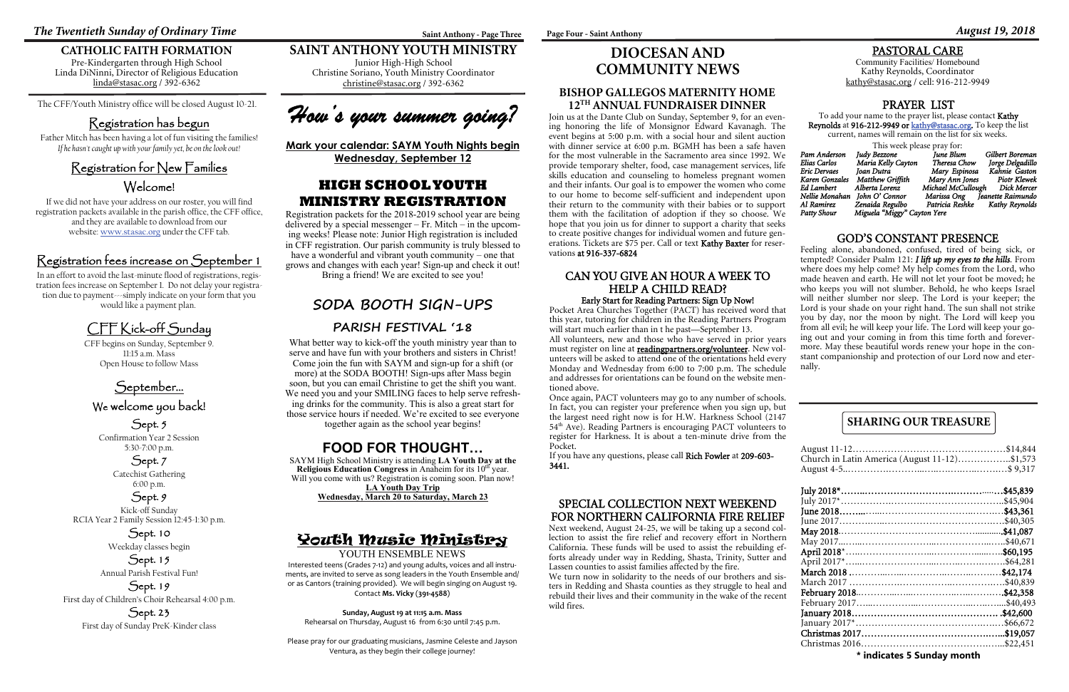## CATHOLIC FAITH FORMATION

Pre-Kindergarten through High School
Linda DiNinni, Director of Religious Education
linda@stasac.org / 392-6362

The CFF/Youth Ministry office will be closed August 10-21.

## Registration has begun

Father Mitch has been having a lot of fun visiting the families!
*If he hasn't caught up with your family yet, be on the look out!*

## Registration for New Families

### Welcome!

If we did not have your address on our roster, you will find registration packets available in the parish office, the CFF office, and they are available to download from our website: www.stasac.org under the CFF tab.

## Registration fees increase on September 1

In an effort to avoid the last-minute flood of registrations, registration fees increase on September 1. Do not delay your registration due to payment---simply indicate on your form that you would like a payment plan.

## CFF Kick-off Sunday

CFF begins on Sunday, September 9.
11:15 a.m. Mass
Open House to follow Mass

## September...

### We welcome you back!

**Sept. 5**
Confirmation Year 2 Session
5:30-7:00 p.m.

**Sept. 7**
Catechist Gathering
6:00 p.m.

**Sept. 9**
Kick-off Sunday
RCIA Year 2 Family Session 12:45-1:30 p.m.

**Sept. 10**
Weekday classes begin

**Sept. 15**
Annual Parish Festival Fun!

**Sept. 19**
First day of Children's Choir Rehearsal 4:00 p.m.

**Sept. 23**
First day of Sunday PreK-Kinder class

## SAINT ANTHONY YOUTH MINISTRY

Junior High-High School
Christine Soriano, Youth Ministry Coordinator
christine@stasac.org / 392-6362

# How's your summer going?

**Mark your calendar: SAYM Youth Nights begin Wednesday, September 12**

## HIGH SCHOOL YOUTH MINISTRY REGISTRATION

Registration packets for the 2018-2019 school year are being delivered by a special messenger – Fr. Mitch – in the upcoming weeks! Please note: Junior High registration is included in CFF registration. Our parish community is truly blessed to have a wonderful and vibrant youth community – one that grows and changes with each year! Sign-up and check it out! Bring a friend! We are excited to see you!

## SODA BOOTH SIGN-UPS

### PARISH FESTIVAL '18

What better way to kick-off the youth ministry year than to serve and have fun with your brothers and sisters in Christ! Come join the fun with SAYM and sign-up for a shift (or more) at the SODA BOOTH! Sign-ups after Mass begin soon, but you can email Christine to get the shift you want. We need you and your SMILING faces to help serve refreshing drinks for the community. This is also a great start for those service hours if needed. We're excited to see everyone together again as the school year begins!

## FOOD FOR THOUGHT…

SAYM High School Ministry is attending **LA Youth Day at the Religious Education Congress** in Anaheim for its 10th year. Will you come with us? Registration is coming soon. Plan now!
**LA Youth Day Trip**
**Wednesday, March 20 to Saturday, March 23**

## Youth Music Ministry

YOUTH ENSEMBLE NEWS

Interested teens (Grades 7-12) and young adults, voices and all instruments, are invited to serve as song leaders in the Youth Ensemble and/or as Cantors (training provided). We will begin singing on August 19. Contact **Ms. Vicky** (**391-4588**)

**Sunday, August 19 at 11:15 a.m. Mass**
Rehearsal on Thursday, August 16 from 6:30 until 7:45 p.m.

Please pray for our graduating musicians, Jasmine Celeste and Jayson Ventura, as they begin their college journey!

# DIOCESAN AND COMMUNITY NEWS

## BISHOP GALLEGOS MATERNITY HOME 12TH ANNUAL FUNDRAISER DINNER

Join us at the Dante Club on Sunday, September 9, for an evening honoring the life of Monsignor Edward Kavanagh. The event begins at 5:00 p.m. with a social hour and silent auction with dinner service at 6:00 p.m. BGMH has been a safe haven for the most vulnerable in the Sacramento area since 1992. We provide temporary shelter, food, case management services, life skills education and counseling to homeless pregnant women and their infants. Our goal is to empower the women who come to our home to become self-sufficient and independent upon their return to the community with their babies or to support them with the facilitation of adoption if they so choose. We hope that you join us for dinner to support a charity that seeks to create positive changes for individual women and future generations. Tickets are $75 per. Call or text **Kathy Baxter** for reservations **at 916-337-6824**

## CAN YOU GIVE AN HOUR A WEEK TO HELP A CHILD READ?

**Early Start for Reading Partners: Sign Up Now!**

Pocket Area Churches Together (PACT) has received word that this year, tutoring for children in the Reading Partners Program will start much earlier than in t he past—September 13.

All volunteers, new and those who have served in prior years must register on line at **readingpartners.org/volunteer**. New volunteers will be asked to attend one of the orientations held every Monday and Wednesday from 6:00 to 7:00 p.m. The schedule and addresses for orientations can be found on the website mentioned above.

Once again, PACT volunteers may go to any number of schools. In fact, you can register your preference when you sign up, but the largest need right now is for H.W. Harkness School (2147 54th Ave). Reading Partners is encouraging PACT volunteers to register for Harkness. It is about a ten-minute drive from the Pocket.

If you have any questions, please call **Rich Fowler** at **209-603-3441.**

## SPECIAL COLLECTION NEXT WEEKEND FOR NORTHERN CALIFORNIA FIRE RELIEF

Next weekend, August 24-25, we will be taking up a second collection to assist the fire relief and recovery effort in Northern California. These funds will be used to assist the rebuilding efforts already under way in Redding, Shasta, Trinity, Sutter and Lassen counties to assist families affected by the fire.

We turn now in solidarity to the needs of our brothers and sisters in Redding and Shasta counties as they struggle to heal and rebuild their lives and their community in the wake of the recent wild fires.

## PASTORAL CARE

Community Facilities/ Homebound
Kathy Reynolds, Coordinator
kathy@stasac.org / cell: 916-212-9949

## PRAYER LIST

To add your name to the prayer list, please contact **Kathy Reynolds** at **916-212-9949 or kathy@stasac.org.** To keep the list current, names will remain on the list for six weeks.

This week please pray for:

| | | | |
|---|---|---|---|
| *Pam Anderson* | *Judy Bezzone* | *June Blum* | *Gilbert Boreman* |
| *Elias Carlos* | *Maria Kelly Cayton* | *Theresa Chow* | *Jorge Delgadillo* |
| *Eric Dervaes* | *Joan Dutra* | *Mary Espinosa* | *Kahnie Gaston* |
| *Karen Gonzales* | *Matthew Griffith* | *Mary Ann Jones* | *Piotr Klewek* |
| *Ed Lambert* | *Alberta Lorenz* | *Michael McCullough* | *Dick Mercer* |
| *Nellie Monahan* | *John O' Connor* | *Marissa Ong* | *Jeanette Raimundo* |
| *Al Ramirez* | *Zenaida Regulbo* | *Patricia Reshke* | *Kathy Reynolds* |
| *Patty Shour* | *Miguela "Miggy" Cayton Yere* | | |

## GOD'S CONSTANT PRESENCE

Feeling alone, abandoned, confused, tired of being sick, or tempted? Consider Psalm 121: ***I lift up my eyes to the hills***. From where does my help come? My help comes from the Lord, who made heaven and earth. He will not let your foot be moved; he who keeps you will not slumber. Behold, he who keeps Israel will neither slumber nor sleep. The Lord is your keeper; the Lord is your shade on your right hand. The sun shall not strike you by day, nor the moon by night. The Lord will keep you from all evil; he will keep your life. The Lord will keep your going out and your coming in from this time forth and forevermore. May these beautiful words renew your hope in the constant companionship and protection of our Lord now and eternally.

## SHARING OUR TREASURE

| | |
|---|---|
| August 11-12 | $14,844 |
| Church in Latin America (August 11-12) | $1,573 |
| August 4-5 | $ 9,317 |

| | |
|---|---|
| **July 2018*** | **$45,839** |
| July 2017* | $45,904 |
| **June 2018** | **$43,361** |
| June 2017 | $40,305 |
| **May 2018** | **$41,087** |
| May 2017 | $40,671 |
| **April 2018*** | **$60,195** |
| April 2017* | $64,281 |
| **March 2018** | **$42,174** |
| March 2017 | $40,839 |
| **February 2018** | **$42,358** |
| February 2017 | $40,493 |
| **January 2018** | **$42,600** |
| January 2017* | $66,672 |
| **Christmas 2017** | **$19,057** |
| Christmas 2016 | $22,451 |

**\* indicates 5 Sunday month**